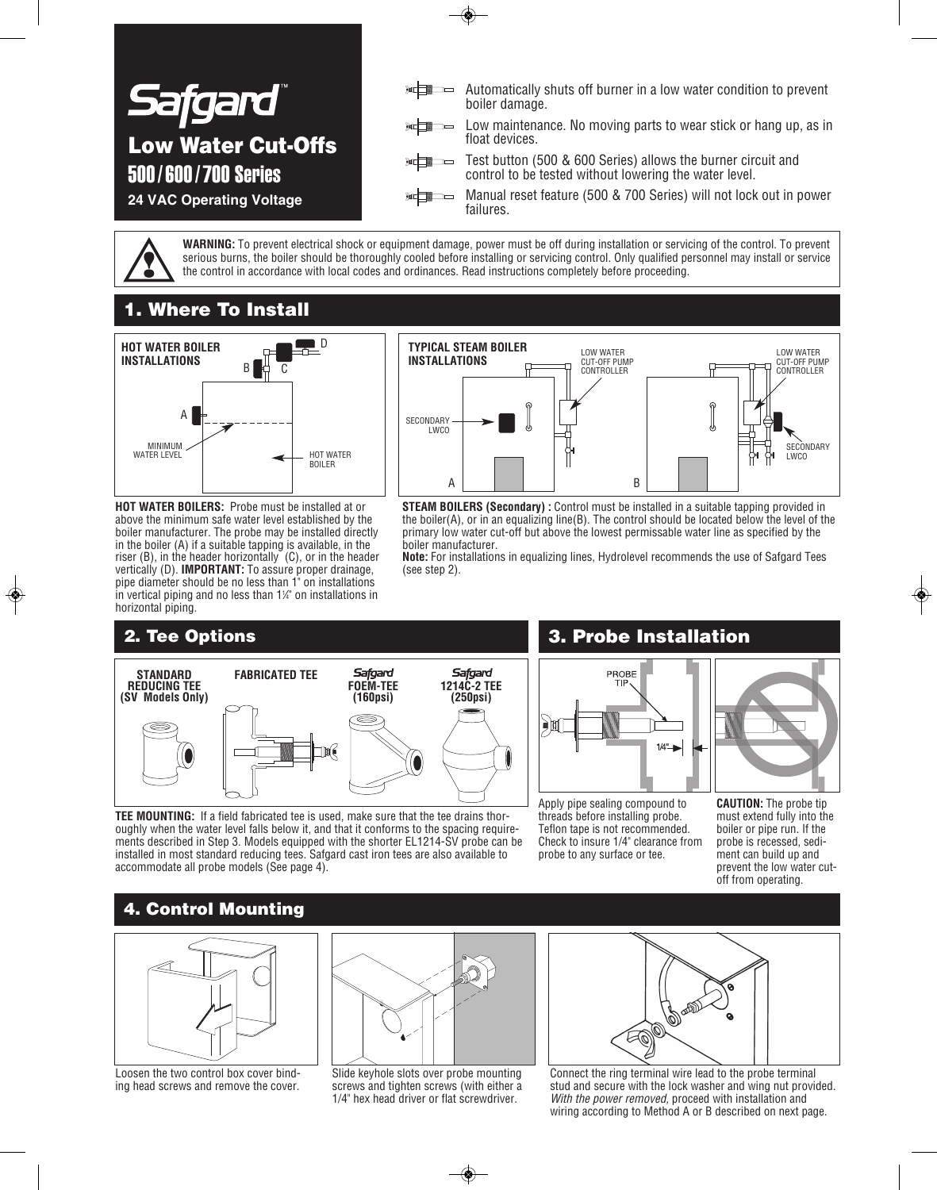# Safgard™

## Low Water Cut-Offs

## 500 / 600 / 700 Series

**24 VAC Operating Voltage**

- Automatically shuts off burner in a low water condition to prevent boiler damage.
- Low maintenance. No moving parts to wear stick or hang up, as in float devices.
- Test button (500 & 600 Series) allows the burner circuit and control to be tested without lowering the water level.
- Manual reset feature (500 & 700 Series) will not lock out in power failures.

**WARNING:** To prevent electrical shock or equipment damage, power must be off during installation or servicing of the control. To prevent serious burns, the boiler should be thoroughly cooled before installing or servicing control. Only qualified personnel may install or service the control in accordance with local codes and ordinances. Read instructions completely before proceeding.

## 1. Where To Install

**HOT WATER BOILER INSTALLATIONS**

**TYPICAL STEAM BOILER INSTALLATIONS**

**HOT WATER BOILERS:** Probe must be installed at or above the minimum safe water level established by the boiler manufacturer. The probe may be installed directly in the boiler (A) if a suitable tapping is available, in the riser (B), in the header horizontally (C), or in the header vertically (D). **IMPORTANT:** To assure proper drainage, pipe diameter should be no less than 1" on installations in vertical piping and no less than 1¼" on installations in horizontal piping.

**STEAM BOILERS (Secondary) :** Control must be installed in a suitable tapping provided in the boiler(A), or in an equalizing line(B). The control should be located below the level of the primary low water cut-off but above the lowest permissable water line as specified by the boiler manufacturer.

**Note:** For installations in equalizing lines, Hydrolevel recommends the use of Safgard Tees (see step 2).

## 2. Tee Options

**STANDARD REDUCING TEE (SV Models Only)** | **FABRICATED TEE** | **Safgard FOEM-TEE (160psi)** | **Safgard 1214C-2 TEE (250psi)**

**TEE MOUNTING:** If a field fabricated tee is used, make sure that the tee drains thoroughly when the water level falls below it, and that it conforms to the spacing requirements described in Step 3. Models equipped with the shorter EL1214-SV probe can be installed in most standard reducing tees. Safgard cast iron tees are also available to accommodate all probe models (See page 4).

## 3. Probe Installation

Apply pipe sealing compound to threads before installing probe. Teflon tape is not recommended. Check to insure 1/4" clearance from probe to any surface or tee.

**CAUTION:** The probe tip must extend fully into the boiler or pipe run. If the probe is recessed, sediment can build up and prevent the low water cut-off from operating.

## 4. Control Mounting

Loosen the two control box cover binding head screws and remove the cover.

Slide keyhole slots over probe mounting screws and tighten screws (with either a 1/4" hex head driver or flat screwdriver.

Connect the ring terminal wire lead to the probe terminal stud and secure with the lock washer and wing nut provided. *With the power removed,* proceed with installation and wiring according to Method A or B described on next page.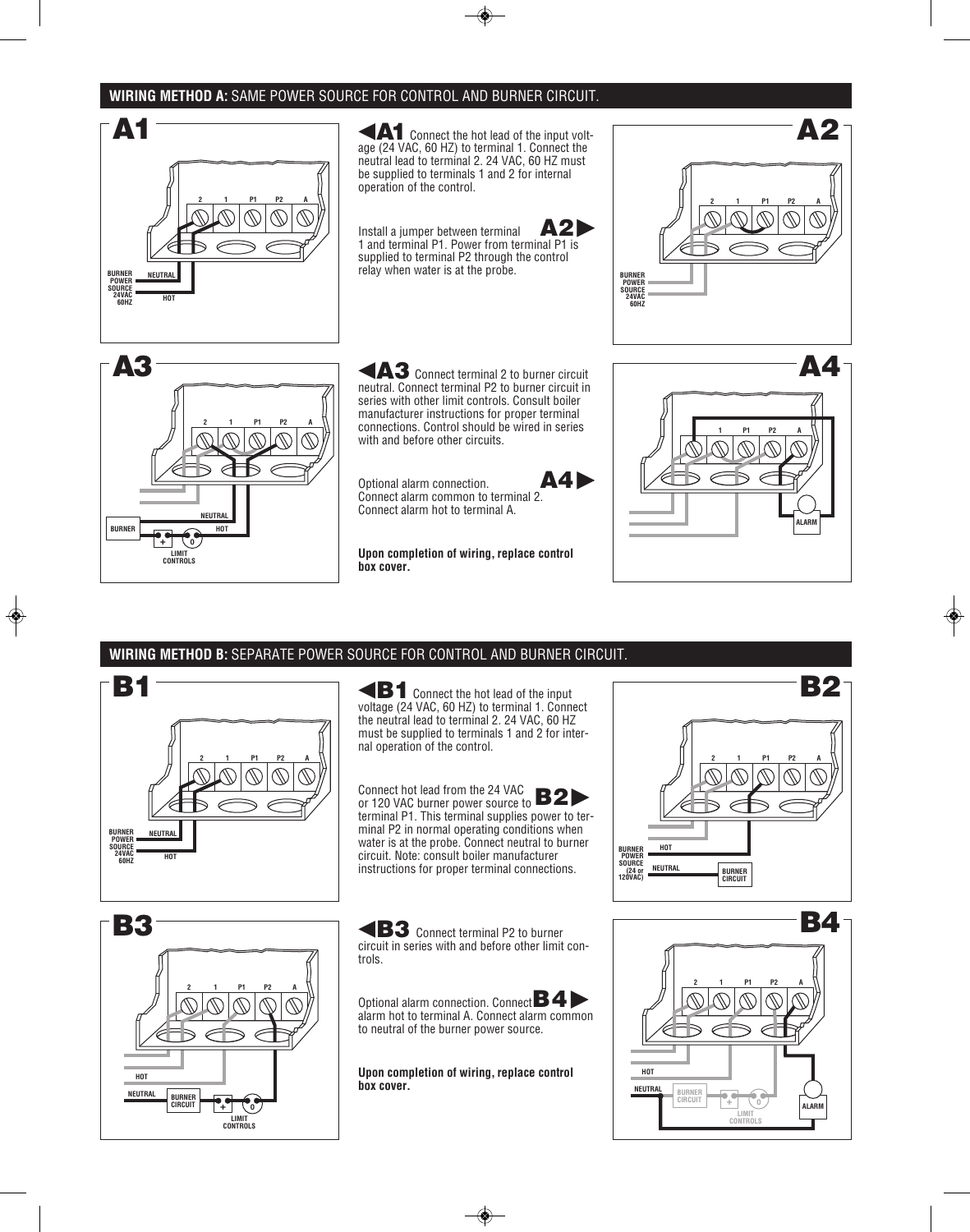## WIRING METHOD A: SAME POWER SOURCE FOR CONTROL AND BURNER CIRCUIT.

**A1** Connect the hot lead of the input voltage (24 VAC, 60 HZ) to terminal 1. Connect the neutral lead to terminal 2. 24 VAC, 60 HZ must be supplied to terminals 1 and 2 for internal operation of the control.

**A2** Install a jumper between terminal 1 and terminal P1. Power from terminal P1 is supplied to terminal P2 through the control relay when water is at the probe.

**A3** Connect terminal 2 to burner circuit neutral. Connect terminal P2 to burner circuit in series with other limit controls. Consult boiler manufacturer instructions for proper terminal connections. Control should be wired in series with and before other circuits.

**A4** Optional alarm connection. Connect alarm common to terminal 2. Connect alarm hot to terminal A.

**Upon completion of wiring, replace control box cover.**

## WIRING METHOD B: SEPARATE POWER SOURCE FOR CONTROL AND BURNER CIRCUIT.

**B1** Connect the hot lead of the input voltage (24 VAC, 60 HZ) to terminal 1. Connect the neutral lead to terminal 2. 24 VAC, 60 HZ must be supplied to terminals 1 and 2 for internal operation of the control.

**B2** Connect hot lead from the 24 VAC or 120 VAC burner power source to terminal P1. This terminal supplies power to terminal P2 in normal operating conditions when water is at the probe. Connect neutral to burner circuit. Note: consult boiler manufacturer instructions for proper terminal connections.

**B3** Connect terminal P2 to burner circuit in series with and before other limit controls.

**B4** Optional alarm connection. Connect alarm hot to terminal A. Connect alarm common to neutral of the burner power source.

**Upon completion of wiring, replace control box cover.**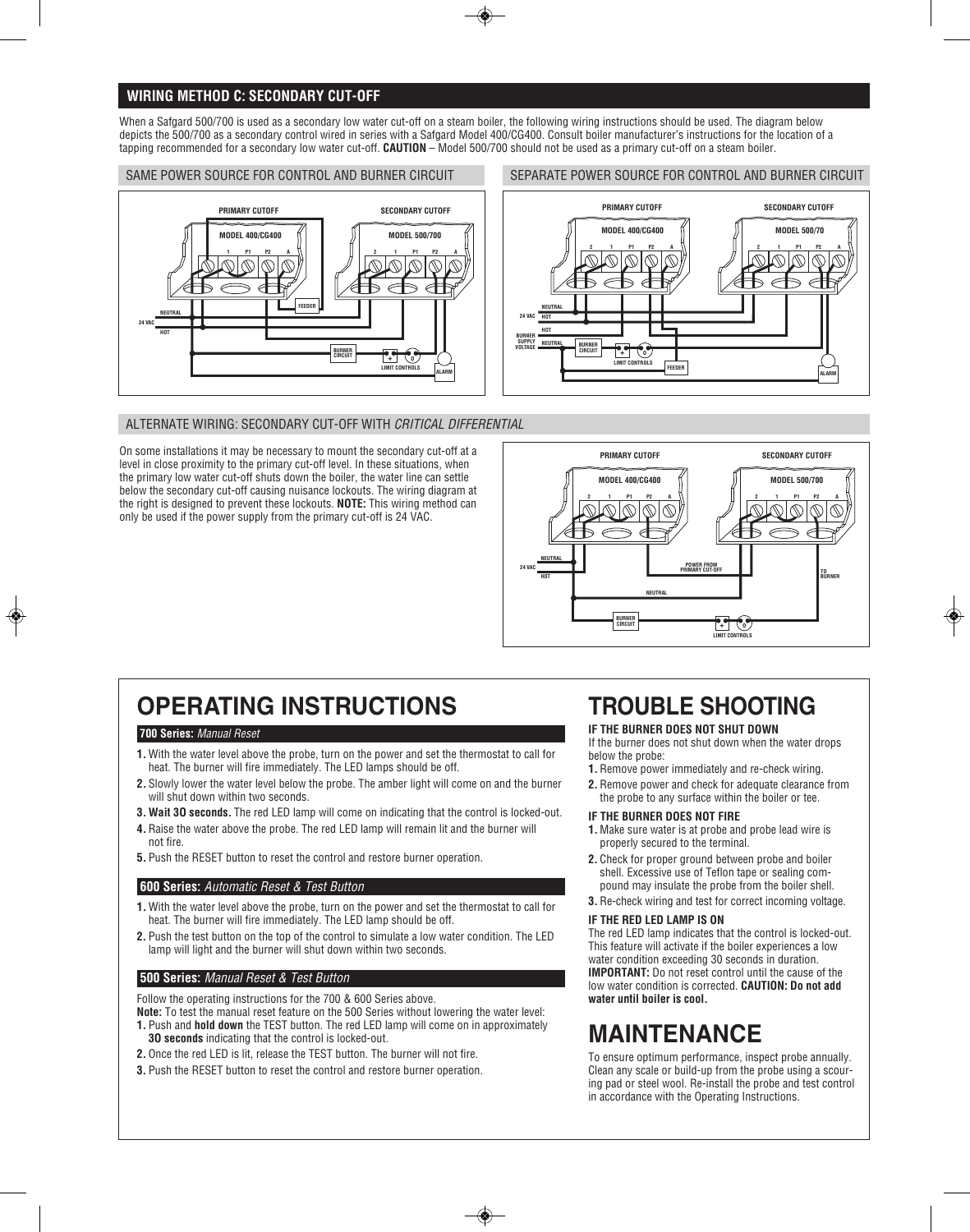## WIRING METHOD C: SECONDARY CUT-OFF

When a Safgard 500/700 is used as a secondary low water cut-off on a steam boiler, the following wiring instructions should be used. The diagram below depicts the 500/700 as a secondary control wired in series with a Safgard Model 400/CG400. Consult boiler manufacturer's instructions for the location of a tapping recommended for a secondary low water cut-off. **CAUTION** – Model 500/700 should not be used as a primary cut-off on a steam boiler.

### SAME POWER SOURCE FOR CONTROL AND BURNER CIRCUIT

PRIMARY CUTOFF — MODEL 400/CG400 — 1 P1 P2 A
SECONDARY CUTOFF — MODEL 500/700 — 2 1 P1 P2 A
24 VAC NEUTRAL HOT — FEEDER — BURNER CIRCUIT — LIMIT CONTROLS — ALARM

### SEPARATE POWER SOURCE FOR CONTROL AND BURNER CIRCUIT

PRIMARY CUTOFF — MODEL 400/CG400 — 2 1 P1 P2 A
SECONDARY CUTOFF — MODEL 500/70 — 2 1 P1 P2 A
24 VAC NEUTRAL HOT — BURNER SUPPLY VOLTAGE HOT NEUTRAL — BURNER CIRCUIT — LIMIT CONTROLS — FEEDER — ALARM

### ALTERNATE WIRING: SECONDARY CUT-OFF WITH *CRITICAL DIFFERENTIAL*

On some installations it may be necessary to mount the secondary cut-off at a level in close proximity to the primary cut-off level. In these situations, when the primary low water cut-off shuts down the boiler, the water line can settle below the secondary cut-off causing nuisance lockouts. The wiring diagram at the right is designed to prevent these lockouts. **NOTE:** This wiring method can only be used if the power supply from the primary cut-off is 24 VAC.

PRIMARY CUTOFF — MODEL 400/CG400 — 2 1 P1 P2 A
SECONDARY CUTOFF — MODEL 500/700 — 2 1 P1 P2 A
24 VAC NEUTRAL HOT — POWER FROM PRIMARY CUT-OFF — TO BURNER — NEUTRAL — BURNER CIRCUIT — LIMIT CONTROLS

# OPERATING INSTRUCTIONS

### 700 Series: *Manual Reset*

1. With the water level above the probe, turn on the power and set the thermostat to call for heat. The burner will fire immediately. The LED lamps should be off.
2. Slowly lower the water level below the probe. The amber light will come on and the burner will shut down within two seconds.
3. **Wait 30 seconds.** The red LED lamp will come on indicating that the control is locked-out.
4. Raise the water above the probe. The red LED lamp will remain lit and the burner will not fire.
5. Push the RESET button to reset the control and restore burner operation.

### 600 Series: *Automatic Reset & Test Button*

1. With the water level above the probe, turn on the power and set the thermostat to call for heat. The burner will fire immediately. The LED lamp should be off.
2. Push the test button on the top of the control to simulate a low water condition. The LED lamp will light and the burner will shut down within two seconds.

### 500 Series: *Manual Reset & Test Button*

Follow the operating instructions for the 700 & 600 Series above.

**Note:** To test the manual reset feature on the 500 Series without lowering the water level:

1. Push and **hold down** the TEST button. The red LED lamp will come on in approximately **30 seconds** indicating that the control is locked-out.
2. Once the red LED is lit, release the TEST button. The burner will not fire.
3. Push the RESET button to reset the control and restore burner operation.

# TROUBLE SHOOTING

**IF THE BURNER DOES NOT SHUT DOWN**

If the burner does not shut down when the water drops below the probe:

1. Remove power immediately and re-check wiring.
2. Remove power and check for adequate clearance from the probe to any surface within the boiler or tee.

**IF THE BURNER DOES NOT FIRE**

1. Make sure water is at probe and probe lead wire is properly secured to the terminal.
2. Check for proper ground between probe and boiler shell. Excessive use of Teflon tape or sealing compound may insulate the probe from the boiler shell.
3. Re-check wiring and test for correct incoming voltage.

**IF THE RED LED LAMP IS ON**

The red LED lamp indicates that the control is locked-out. This feature will activate if the boiler experiences a low water condition exceeding 30 seconds in duration. **IMPORTANT:** Do not reset control until the cause of the low water condition is corrected. **CAUTION: Do not add water until boiler is cool.**

# MAINTENANCE

To ensure optimum performance, inspect probe annually. Clean any scale or build-up from the probe using a scouring pad or steel wool. Re-install the probe and test control in accordance with the Operating Instructions.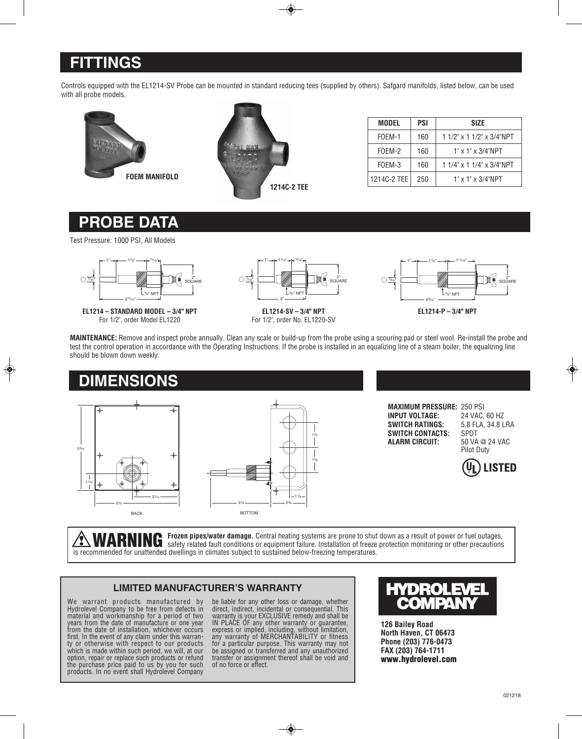## FITTINGS

Controls equipped with the EL1214-SV Probe can be mounted in standard reducing tees (supplied by others). Safgard manifolds, listed below, can be used with all probe models.

FOEM MANIFOLD

1214C-2 TEE

| MODEL | PSI | SIZE |
|---|---|---|
| FOEM-1 | 160 | 1 1/2" x 1 1/2" x 3/4"NPT |
| FOEM-2 | 160 | 1" x 1" x 3/4"NPT |
| FOEM-3 | 160 | 1 1/4" x 1 1/4" x 3/4"NPT |
| 1214C-2 TEE | 250 | 1" x 1" x 3/4"NPT |

## PROBE DATA

Test Pressure: 1000 PSI, All Models

**EL1214 – STANDARD MODEL – 3/4" NPT**
For 1/2", order Model EL1220

**EL1214-SV – 3/4" NPT**
For 1/2", order No. EL1220-SV

**EL1214-P – 3/4" NPT**

**MAINTENANCE:** Remove and inspect probe annually. Clean any scale or build-up from the probe using a scouring pad or steel wool. Re-install the probe and test the control operation in accordance with the Operating Instructions. If the probe is installed in an equalizing line of a steam boiler, the equalizing line should be blown down weekly.

## DIMENSIONS

BACK

BOTTOM

**MAXIMUM PRESSURE:** 250 PSI
**INPUT VOLTAGE:** 24 VAC, 60 HZ
**SWITCH RATINGS:** 5.8 FLA, 34.8 LRA
**SWITCH CONTACTS:** SPDT
**ALARM CIRCUIT:** 50 VA @ 24 VAC Pilot Duty

UL LISTED

**WARNING** **Frozen pipes/water damage.** Central heating systems are prone to shut down as a result of power or fuel outages, safety related fault conditions or equipment failure. Installation of freeze protection monitoring or other precautions is recommended for unattended dwellings in climates subject to sustained below-freezing temperatures.

### LIMITED MANUFACTURER'S WARRANTY

We warrant products manufactured by Hydrolevel Company to be free from defects in material and workmanship for a period of two years from the date of manufacture or one year from the date of installation, whichever occurs first. In the event of any claim under this warranty or otherwise with respect to our products which is made within such period, we will, at our option, repair or replace such products or refund the purchase price paid to us by you for such products. In no event shall Hydrolevel Company be liable for any other loss or damage, whether direct, indirect, incidental or consequential. This warranty is your EXCLUSIVE remedy and shall be IN PLACE OF any other warranty or guarantee, express or implied, including, without limitation, any warranty of MERCHANTABILITY or fitness for a particular purpose. This warranty may not be assigned or transferred and any unauthorized transfer or assignment thereof shall be void and of no force or effect.

**HYDROLEVEL COMPANY**

**126 Bailey Road**
**North Haven, CT 06473**
**Phone (203) 776-0473**
**FAX (203) 764-1711**
**www.hydrolevel.com**

021218